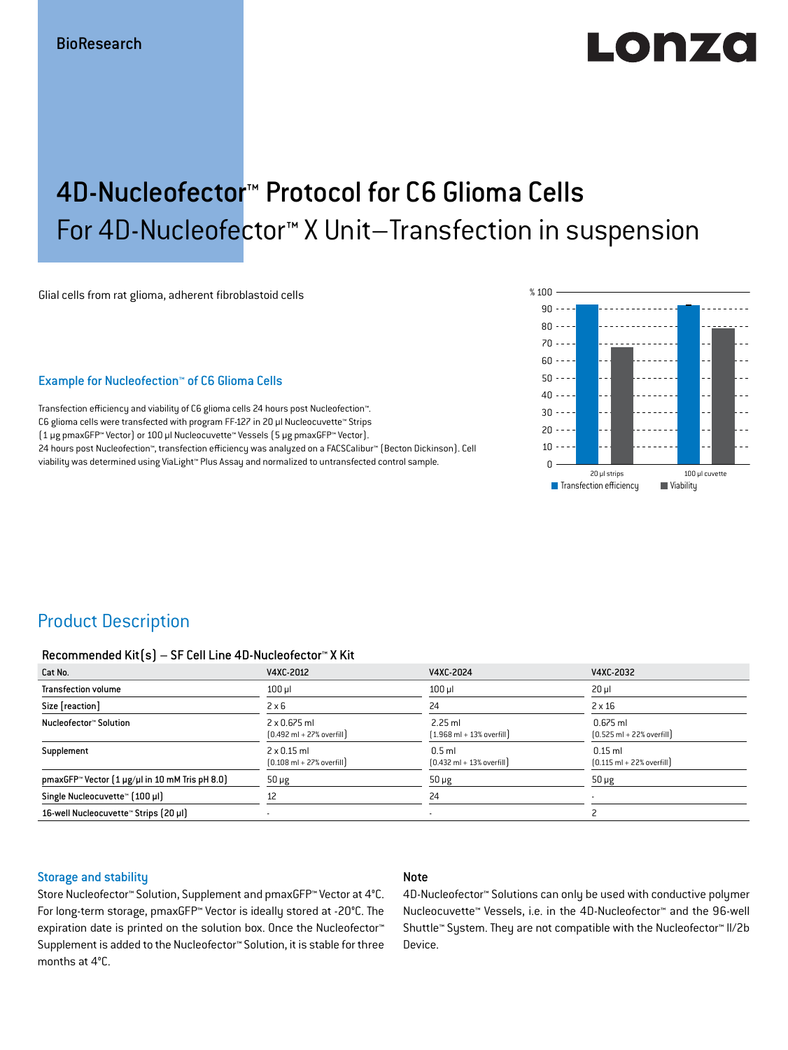BioResearch

# 4D-Nucleofector™ Protocol for C6 Glioma Cells

## For 4D-Nucleofector™ X Unit–Transfection in suspension

Glial cells from rat glioma, adherent fibroblastoid cells

### Example for Nucleofection™ of C6 Glioma Cells

Transfection efficiency and viability of C6 glioma cells 24 hours post Nucleofection™. C6 glioma cells were transfected with program FF-127 in 20 µl Nucleocuvette™ Strips (1 µg pmaxGFP™ Vector) or 100 µl Nucleocuvette™ Vessels (5 µg pmaxGFP™ Vector). 24 hours post Nucleofection™, transfection efficiency was analyzed on a FACSCalibur™ (Becton Dickinson). Cell viability was determined using ViaLight™ Plus Assay and normalized to untransfected control sample.

## Product Description

### Recommended Kit(s) – SF Cell Line 4D-Nucleofector™ X Kit

| Cat No. | V4XC-2012 | V4XC-2024 | V4XC-2032 |
|---|---|---|---|
| Transfection volume | 100 µl | 100 µl | 20 µl |
| Size [reaction] | 2 x 6 | 24 | 2 x 16 |
| Nucleofector™ Solution | 2 x 0.675 ml (0.492 ml + 27% overfill) | 2.25 ml (1.968 ml + 13% overfill) | 0.675 ml (0.525 ml + 22% overfill) |
| Supplement | 2 x 0.15 ml (0.108 ml + 27% overfill) | 0.5 ml (0.432 ml + 13% overfill) | 0.15 ml (0.115 ml + 22% overfill) |
| pmaxGFP™ Vector (1 µg/µl in 10 mM Tris pH 8.0) | 50 µg | 50 µg | 50 µg |
| Single Nucleocuvette™ (100 µl) | 12 | 24 | - |
| 16-well Nucleocuvette™ Strips (20 µl) | - | - | 2 |

### Storage and stability

Store Nucleofector™ Solution, Supplement and pmaxGFP™ Vector at 4°C. For long-term storage, pmaxGFP™ Vector is ideally stored at -20°C. The expiration date is printed on the solution box. Once the Nucleofector™ Supplement is added to the Nucleofector™ Solution, it is stable for three months at 4°C.

### Note

4D-Nucleofector™ Solutions can only be used with conductive polymer Nucleocuvette™ Vessels, i.e. in the 4D-Nucleofector™ and the 96-well Shuttle™ System. They are not compatible with the Nucleofector™ II/2b Device.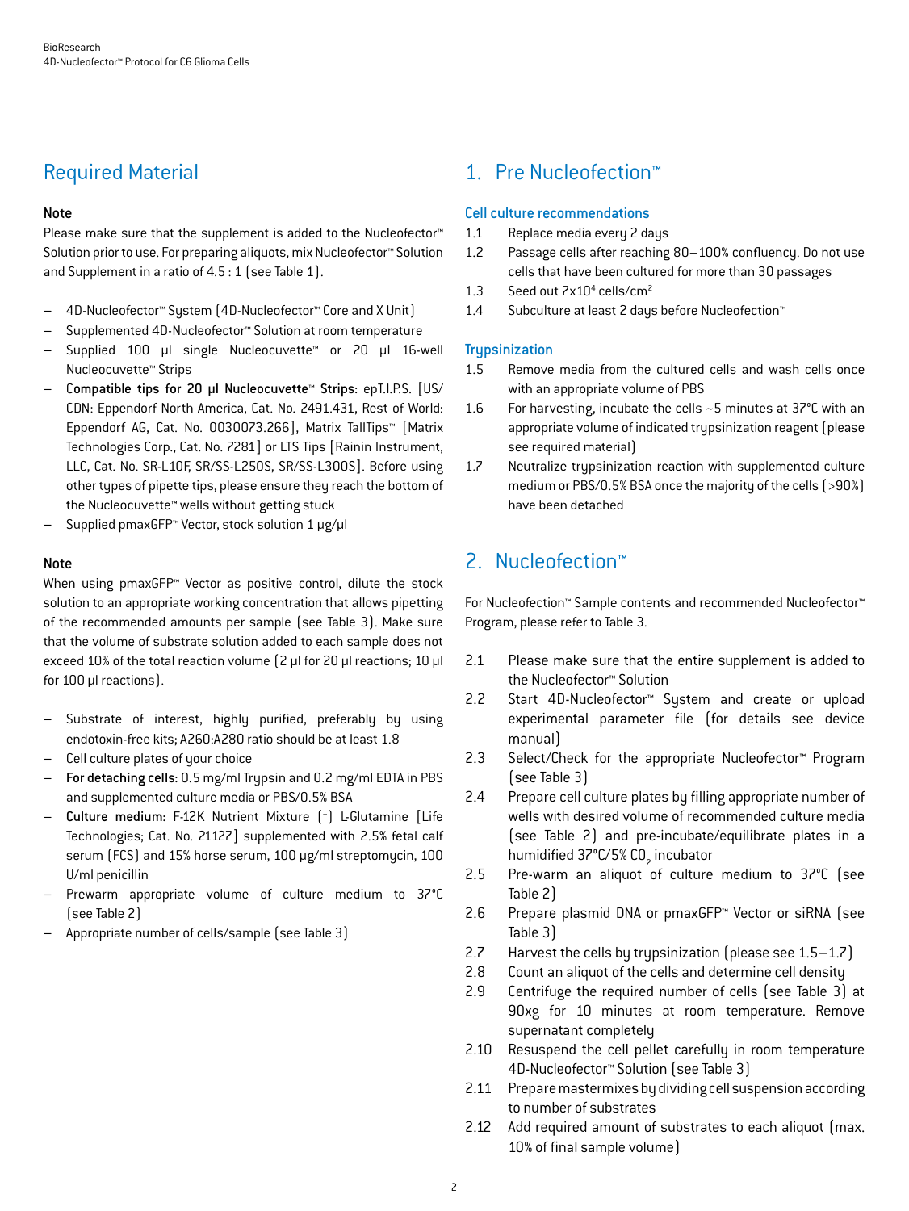## Required Material

### Note

Please make sure that the supplement is added to the Nucleofector™ Solution prior to use. For preparing aliquots, mix Nucleofector™ Solution and Supplement in a ratio of 4.5 : 1 (see Table 1).

- 4D-Nucleofector™ System (4D-Nucleofector™ Core and X Unit)
- Supplemented 4D-Nucleofector™ Solution at room temperature
- Supplied 100 µl single Nucleocuvette™ or 20 µl 16-well Nucleocuvette™ Strips
- **Compatible tips for 20 µl Nucleocuvette™ Strips:** epT.I.P.S. [US/CDN: Eppendorf North America, Cat. No. 2491.431, Rest of World: Eppendorf AG, Cat. No. 0030073.266], Matrix TallTips™ [Matrix Technologies Corp., Cat. No. 7281] or LTS Tips [Rainin Instrument, LLC, Cat. No. SR-L10F, SR/SS-L250S, SR/SS-L300S]. Before using other types of pipette tips, please ensure they reach the bottom of the Nucleocuvette™ wells without getting stuck
- Supplied pmaxGFP™ Vector, stock solution 1 µg/µl

### Note

When using pmaxGFP™ Vector as positive control, dilute the stock solution to an appropriate working concentration that allows pipetting of the recommended amounts per sample (see Table 3). Make sure that the volume of substrate solution added to each sample does not exceed 10% of the total reaction volume (2 µl for 20 µl reactions; 10 µl for 100 µl reactions).

- Substrate of interest, highly purified, preferably by using endotoxin-free kits; A260:A280 ratio should be at least 1.8
- Cell culture plates of your choice
- **For detaching cells:** 0.5 mg/ml Trypsin and 0.2 mg/ml EDTA in PBS and supplemented culture media or PBS/0.5% BSA
- **Culture medium:** F-12K Nutrient Mixture (+) L-Glutamine [Life Technologies; Cat. No. 21127] supplemented with 2.5% fetal calf serum (FCS) and 15% horse serum, 100 µg/ml streptomycin, 100 U/ml penicillin
- Prewarm appropriate volume of culture medium to 37°C (see Table 2)
- Appropriate number of cells/sample (see Table 3)

## 1. Pre Nucleofection™

### Cell culture recommendations

1.1 Replace media every 2 days

1.2 Passage cells after reaching 80–100% confluency. Do not use cells that have been cultured for more than 30 passages

1.3 Seed out $7\times10^4$ cells/cm$^2$

1.4 Subculture at least 2 days before Nucleofection™

### Trypsinization

1.5 Remove media from the cultured cells and wash cells once with an appropriate volume of PBS

1.6 For harvesting, incubate the cells ~5 minutes at 37°C with an appropriate volume of indicated trypsinization reagent (please see required material)

1.7 Neutralize trypsinization reaction with supplemented culture medium or PBS/0.5% BSA once the majority of the cells (>90%) have been detached

## 2. Nucleofection™

For Nucleofection™ Sample contents and recommended Nucleofector™ Program, please refer to Table 3.

2.1 Please make sure that the entire supplement is added to the Nucleofector™ Solution

2.2 Start 4D-Nucleofector™ System and create or upload experimental parameter file (for details see device manual)

2.3 Select/Check for the appropriate Nucleofector™ Program (see Table 3)

2.4 Prepare cell culture plates by filling appropriate number of wells with desired volume of recommended culture media (see Table 2) and pre-incubate/equilibrate plates in a humidified 37°C/5% $CO_2$ incubator

2.5 Pre-warm an aliquot of culture medium to 37°C (see Table 2)

2.6 Prepare plasmid DNA or pmaxGFP™ Vector or siRNA (see Table 3)

2.7 Harvest the cells by trypsinization (please see 1.5–1.7)

2.8 Count an aliquot of the cells and determine cell density

2.9 Centrifuge the required number of cells (see Table 3) at 90xg for 10 minutes at room temperature. Remove supernatant completely

2.10 Resuspend the cell pellet carefully in room temperature 4D-Nucleofector™ Solution (see Table 3)

2.11 Prepare mastermixes by dividing cell suspension according to number of substrates

2.12 Add required amount of substrates to each aliquot (max. 10% of final sample volume)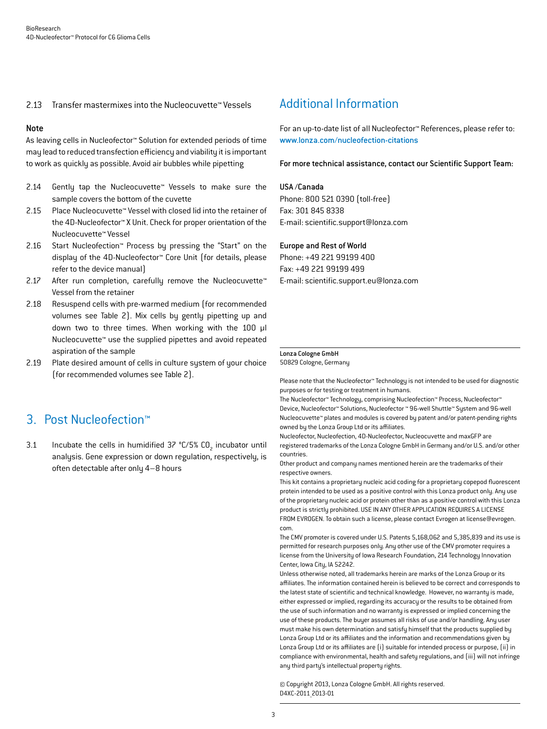2.13 Transfer mastermixes into the Nucleocuvette™ Vessels

**Note**

As leaving cells in Nucleofector™ Solution for extended periods of time may lead to reduced transfection efficiency and viability it is important to work as quickly as possible. Avoid air bubbles while pipetting

2.14 Gently tap the Nucleocuvette™ Vessels to make sure the sample covers the bottom of the cuvette

2.15 Place Nucleocuvette™ Vessel with closed lid into the retainer of the 4D-Nucleofector™ X Unit. Check for proper orientation of the Nucleocuvette™ Vessel

2.16 Start Nucleofection™ Process by pressing the "Start" on the display of the 4D-Nucleofector™ Core Unit (for details, please refer to the device manual)

2.17 After run completion, carefully remove the Nucleocuvette™ Vessel from the retainer

2.18 Resuspend cells with pre-warmed medium (for recommended volumes see Table 2). Mix cells by gently pipetting up and down two to three times. When working with the 100 µl Nucleocuvette™ use the supplied pipettes and avoid repeated aspiration of the sample

2.19 Plate desired amount of cells in culture system of your choice (for recommended volumes see Table 2).

## 3. Post Nucleofection™

3.1 Incubate the cells in humidified 37 °C/5% $CO_2$ incubator until analysis. Gene expression or down regulation, respectively, is often detectable after only 4–8 hours

## Additional Information

For an up-to-date list of all Nucleofector™ References, please refer to: www.lonza.com/nucleofection-citations

**For more technical assistance, contact our Scientific Support Team:**

**USA /Canada**
Phone: 800 521 0390 (toll-free)
Fax: 301 845 8338
E-mail: scientific.support@lonza.com

**Europe and Rest of World**
Phone: +49 221 99199 400
Fax: +49 221 99199 499
E-mail: scientific.support.eu@lonza.com

**Lonza Cologne GmbH**
50829 Cologne, Germany

Please note that the Nucleofector™ Technology is not intended to be used for diagnostic purposes or for testing or treatment in humans.
The Nucleofector™ Technology, comprising Nucleofection™ Process, Nucleofector™ Device, Nucleofector™ Solutions, Nucleofector ™ 96-well Shuttle™ System and 96-well Nucleocuvette™ plates and modules is covered by patent and/or patent-pending rights owned by the Lonza Group Ltd or its affiliates.
Nucleofector, Nucleofection, 4D-Nucleofector, Nucleocuvette and maxGFP are registered trademarks of the Lonza Cologne GmbH in Germany and/or U.S. and/or other countries.
Other product and company names mentioned herein are the trademarks of their respective owners.
This kit contains a proprietary nucleic acid coding for a proprietary copepod fluorescent protein intended to be used as a positive control with this Lonza product only. Any use of the proprietary nucleic acid or protein other than as a positive control with this Lonza product is strictly prohibited. USE IN ANY OTHER APPLICATION REQUIRES A LICENSE FROM EVROGEN. To obtain such a license, please contact Evrogen at license@evrogen.com.
The CMV promoter is covered under U.S. Patents 5,168,062 and 5,385,839 and its use is permitted for research purposes only. Any other use of the CMV promoter requires a license from the University of Iowa Research Foundation, 214 Technology Innovation Center, Iowa City, IA 52242.
Unless otherwise noted, all trademarks herein are marks of the Lonza Group or its affiliates. The information contained herein is believed to be correct and corresponds to the latest state of scientific and technical knowledge. However, no warranty is made, either expressed or implied, regarding its accuracy or the results to be obtained from the use of such information and no warranty is expressed or implied concerning the use of these products. The buyer assumes all risks of use and/or handling. Any user must make his own determination and satisfy himself that the products supplied by Lonza Group Ltd or its affiliates and the information and recommendations given by Lonza Group Ltd or its affiliates are (i) suitable for intended process or purpose, (ii) in compliance with environmental, health and safety regulations, and (iii) will not infringe any third party's intellectual property rights.

© Copyright 2013, Lonza Cologne GmbH. All rights reserved.
D4XC-2011_2013-01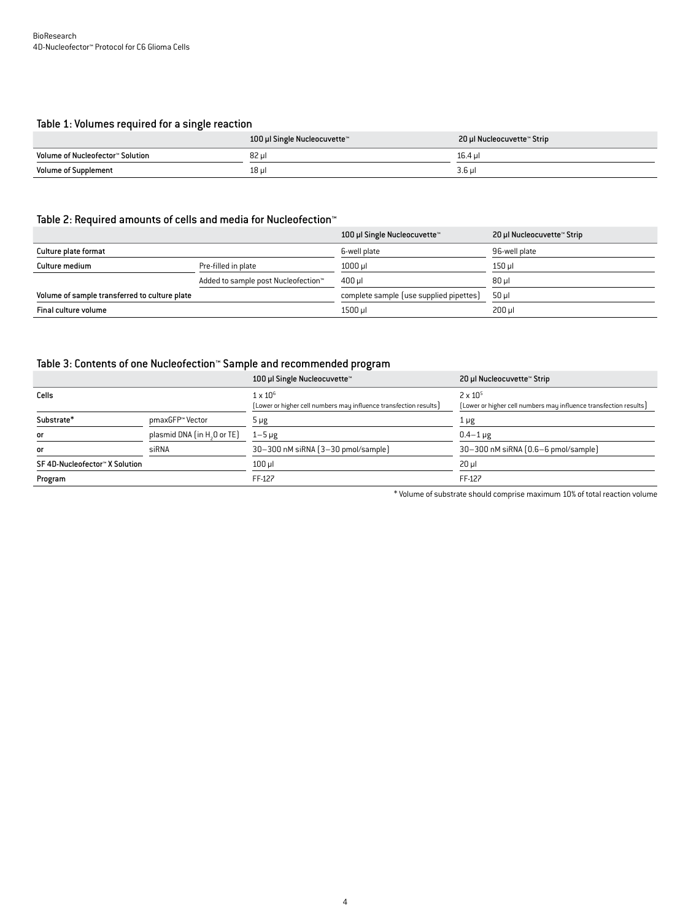## Table 1: Volumes required for a single reaction

| | 100 µl Single Nucleocuvette™ | 20 µl Nucleocuvette™ Strip |
|---|---|---|
| Volume of Nucleofector™ Solution | 82 µl | 16.4 µl |
| Volume of Supplement | 18 µl | 3.6 µl |

## Table 2: Required amounts of cells and media for Nucleofection™

| | | 100 µl Single Nucleocuvette™ | 20 µl Nucleocuvette™ Strip |
|---|---|---|---|
| Culture plate format | | 6-well plate | 96-well plate |
| Culture medium | Pre-filled in plate | 1000 µl | 150 µl |
| | Added to sample post Nucleofection™ | 400 µl | 80 µl |
| Volume of sample transferred to culture plate | | complete sample (use supplied pipettes) | 50 µl |
| Final culture volume | | 1500 µl | 200 µl |

## Table 3: Contents of one Nucleofection™ Sample and recommended program

| | | 100 µl Single Nucleocuvette™ | 20 µl Nucleocuvette™ Strip |
|---|---|---|---|
| Cells | | $1 \times 10^6$ (Lower or higher cell numbers may influence transfection results) | $2 \times 10^5$ (Lower or higher cell numbers may influence transfection results) |
| Substrate* | pmaxGFP™ Vector | 5 µg | 1 µg |
| or | plasmid DNA (in $H_2O$ or TE) | 1–5 µg | 0.4–1 µg |
| or | siRNA | 30–300 nM siRNA (3–30 pmol/sample) | 30–300 nM siRNA (0.6–6 pmol/sample) |
| SF 4D-Nucleofector™ X Solution | | 100 µl | 20 µl |
| Program | | FF-127 | FF-127 |

* Volume of substrate should comprise maximum 10% of total reaction volume